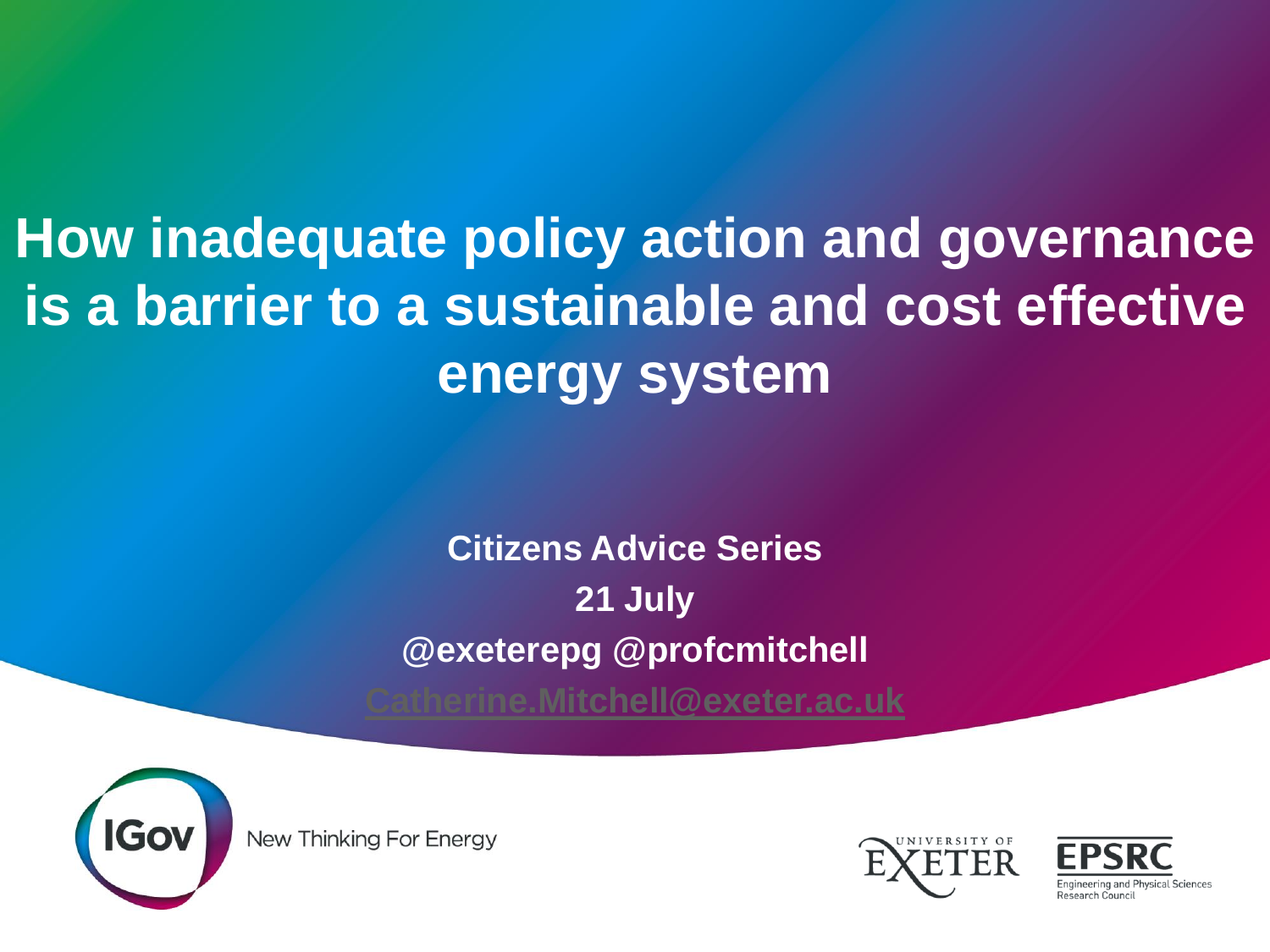# How inadequate policy action and governance is a barrier to a sustainable and cost effective energy system

**Citizens Advice Series**

**21 July**

**@exeterepg @profcmitchell**

**Catherine.Mitchell@exeter.ac.uk**

IGov New Thinking For Energy

UNIVERSITY OF EXETER

EPSRC Engineering and Physical Sciences Research Council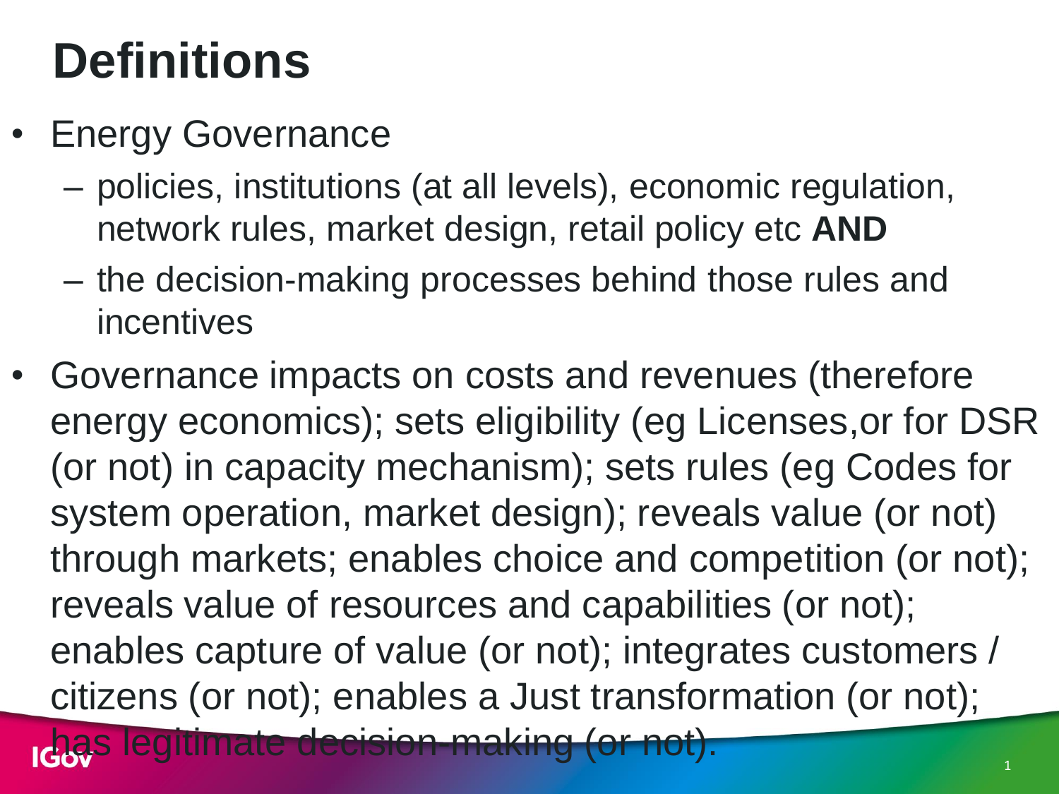# Definitions

- Energy Governance
  - policies, institutions (at all levels), economic regulation, network rules, market design, retail policy etc **AND**
  - the decision-making processes behind those rules and incentives
- Governance impacts on costs and revenues (therefore energy economics); sets eligibility (eg Licenses,or for DSR (or not) in capacity mechanism); sets rules (eg Codes for system operation, market design); reveals value (or not) through markets; enables choice and competition (or not); reveals value of resources and capabilities (or not); enables capture of value (or not); integrates customers / citizens (or not); enables a Just transformation (or not); has legitimate decision-making (or not).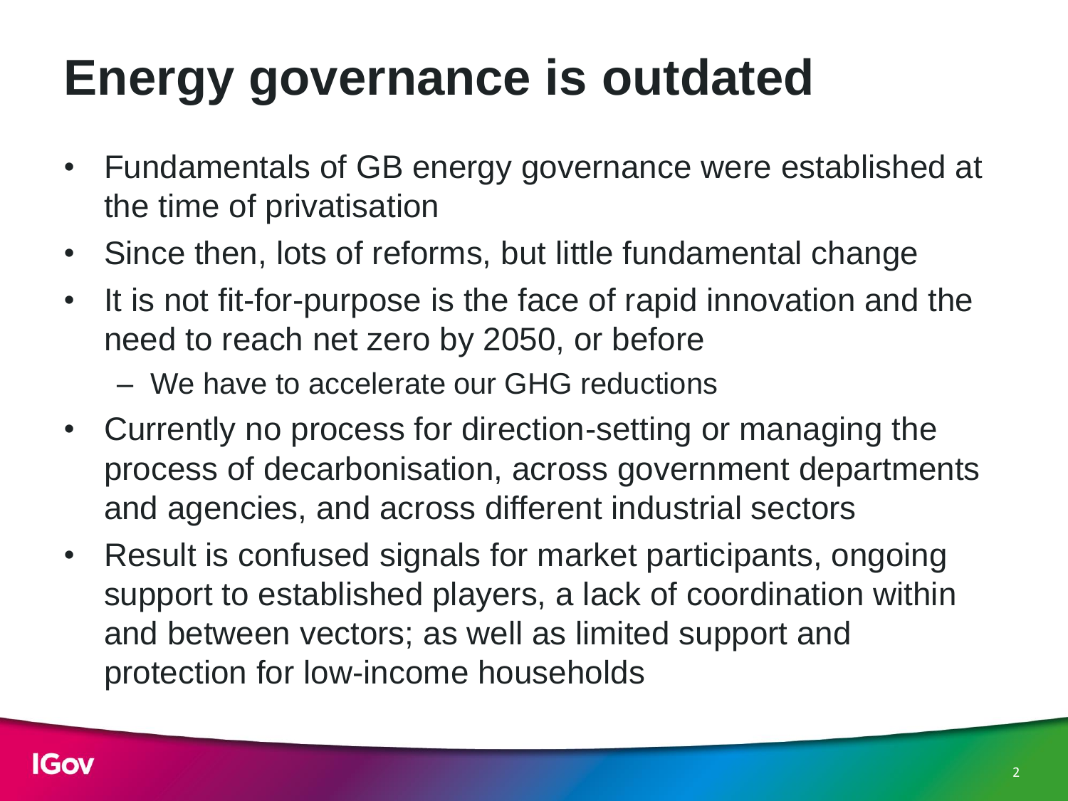# Energy governance is outdated

- Fundamentals of GB energy governance were established at the time of privatisation
- Since then, lots of reforms, but little fundamental change
- It is not fit-for-purpose is the face of rapid innovation and the need to reach net zero by 2050, or before
  - We have to accelerate our GHG reductions
- Currently no process for direction-setting or managing the process of decarbonisation, across government departments and agencies, and across different industrial sectors
- Result is confused signals for market participants, ongoing support to established players, a lack of coordination within and between vectors; as well as limited support and protection for low-income households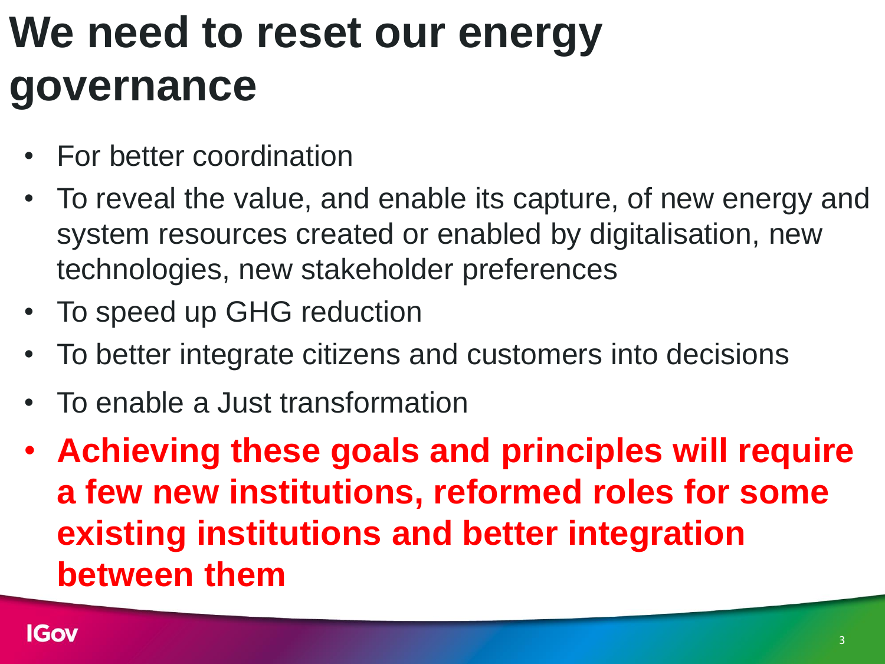# We need to reset our energy governance

- For better coordination
- To reveal the value, and enable its capture, of new energy and system resources created or enabled by digitalisation, new technologies, new stakeholder preferences
- To speed up GHG reduction
- To better integrate citizens and customers into decisions
- To enable a Just transformation
- **Achieving these goals and principles will require a few new institutions, reformed roles for some existing institutions and better integration between them**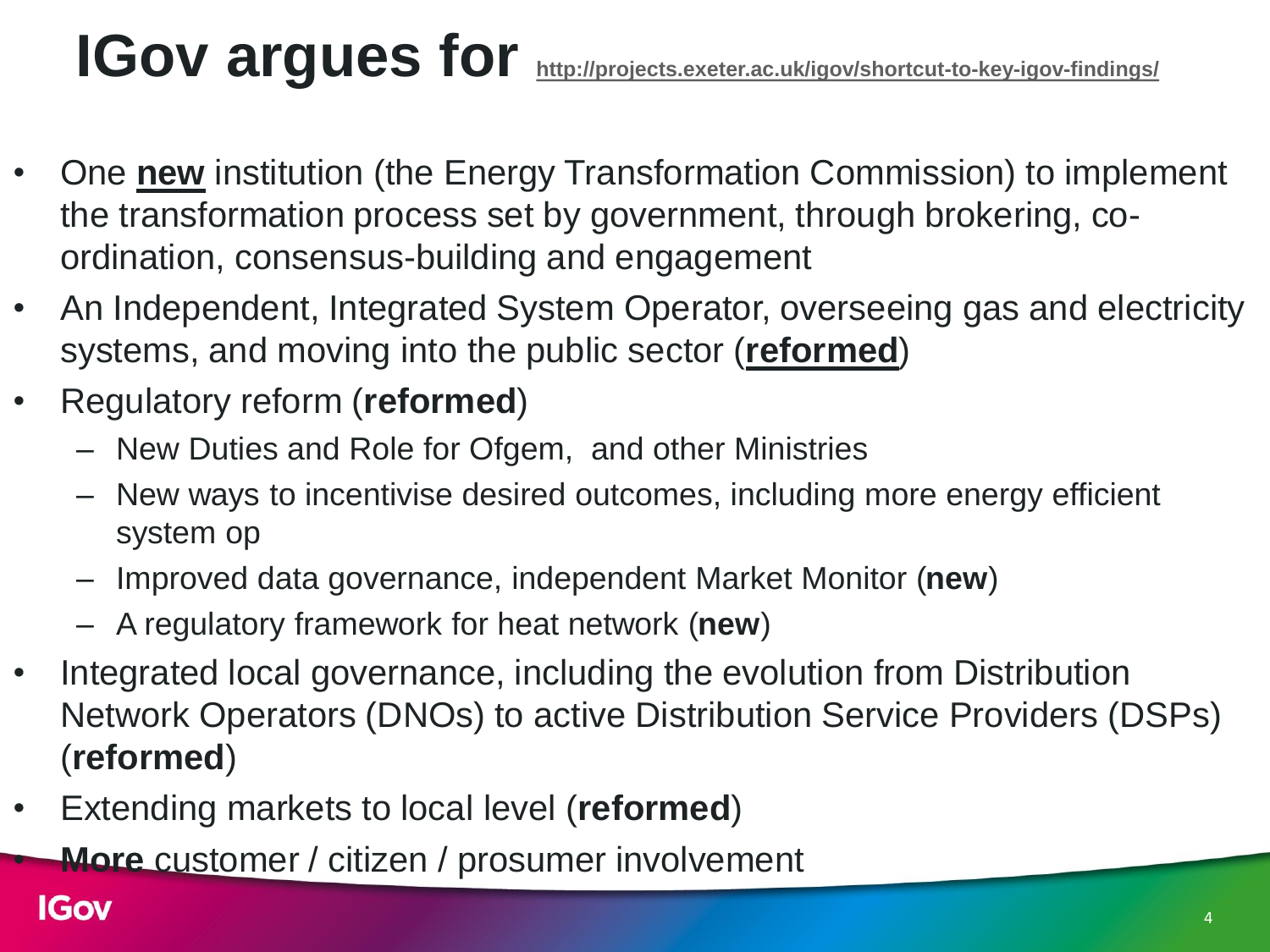# IGov argues for [http://projects.exeter.ac.uk/igov/shortcut-to-key-igov-findings/](http://projects.exeter.ac.uk/igov/shortcut-to-key-igov-findings/)

- One **new** institution (the Energy Transformation Commission) to implement the transformation process set by government, through brokering, co-ordination, consensus-building and engagement
- An Independent, Integrated System Operator, overseeing gas and electricity systems, and moving into the public sector (**reformed**)
- Regulatory reform (**reformed**)
  - New Duties and Role for Ofgem, and other Ministries
  - New ways to incentivise desired outcomes, including more energy efficient system op
  - Improved data governance, independent Market Monitor (**new**)
  - A regulatory framework for heat network (**new**)
- Integrated local governance, including the evolution from Distribution Network Operators (DNOs) to active Distribution Service Providers (DSPs) (**reformed**)
- Extending markets to local level (**reformed**)
- **More** customer / citizen / prosumer involvement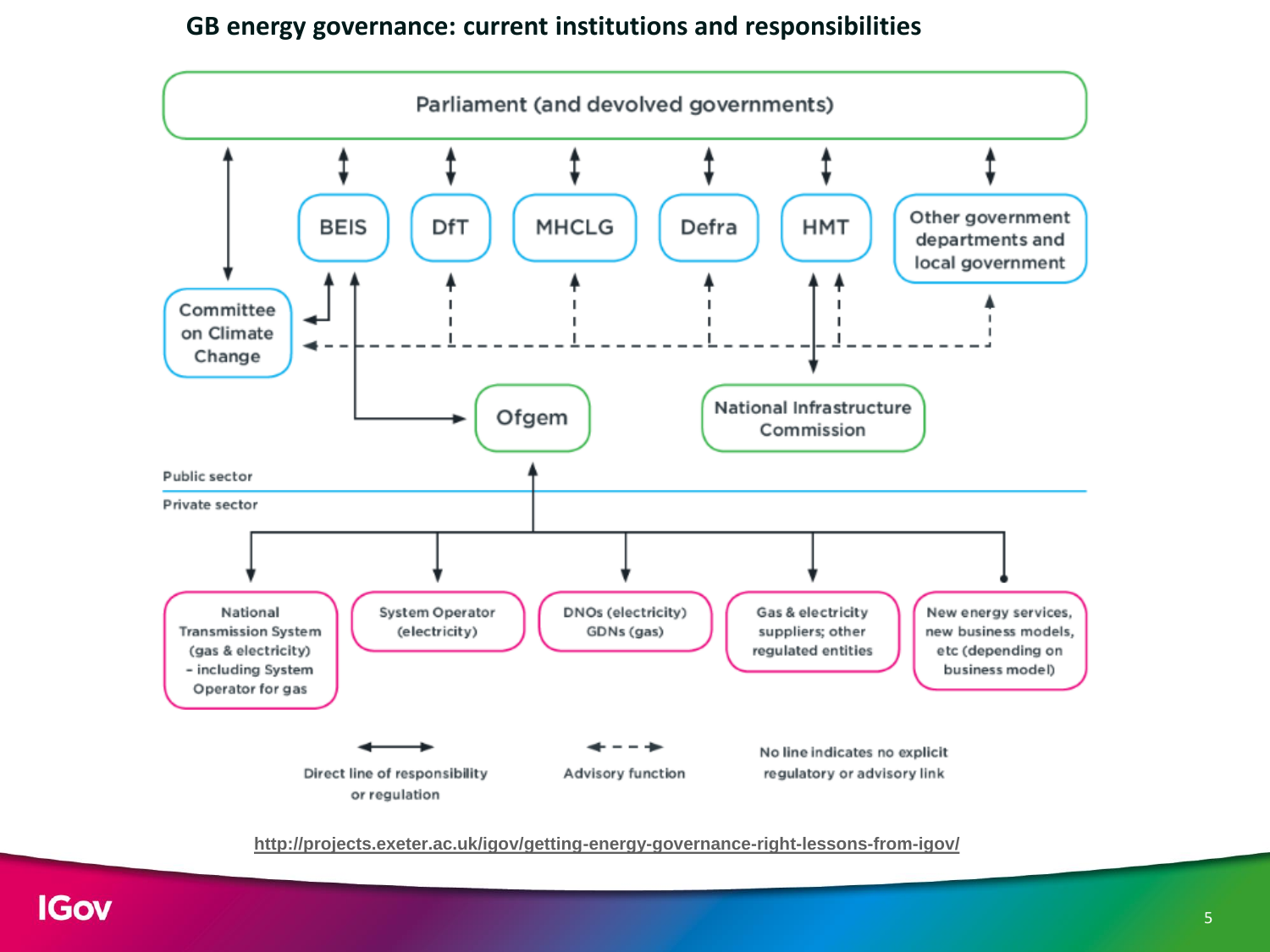## GB energy governance: current institutions and responsibilities

Parliament (and devolved governments)

BEIS | DfT | MHCLG | Defra | HMT | Other government departments and local government

Committee on Climate Change

Ofgem

National Infrastructure Commission

Public sector

Private sector

National Transmission System (gas & electricity) – including System Operator for gas

System Operator (electricity)

DNOs (electricity) GDNs (gas)

Gas & electricity suppliers; other regulated entities

New energy services, new business models, etc (depending on business model)

Direct line of responsibility or regulation

Advisory function

No line indicates no explicit regulatory or advisory link

http://projects.exeter.ac.uk/igov/getting-energy-governance-right-lessons-from-igov/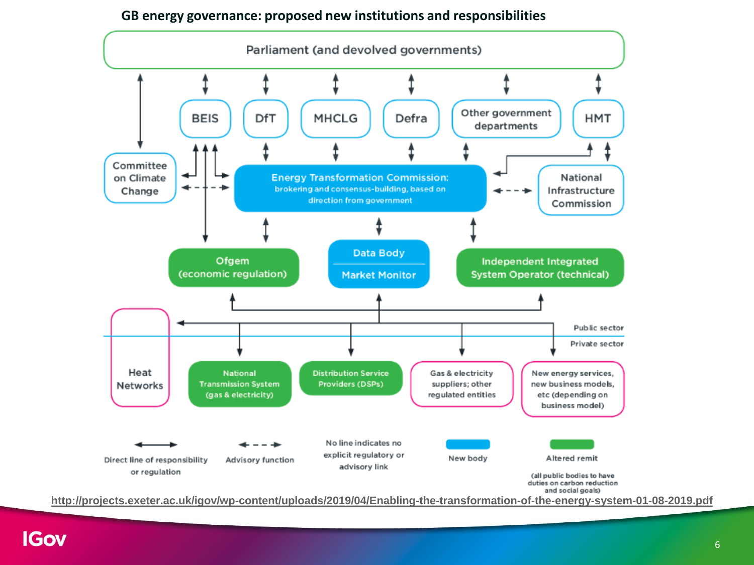## GB energy governance: proposed new institutions and responsibilities

Parliament (and devolved governments)

BEIS | DfT | MHCLG | Defra | Other government departments | HMT

Committee on Climate Change

**Energy Transformation Commission:** brokering and consensus-building, based on direction from government

National Infrastructure Commission

Ofgem (economic regulation)

Data Body / Market Monitor

Independent Integrated System Operator (technical)

Public sector

Private sector

Heat Networks

National Transmission System (gas & electricity)

Distribution Service Providers (DSPs)

Gas & electricity suppliers; other regulated entities

New energy services, new business models, etc (depending on business model)

Legend:

- Direct line of responsibility or regulation
- Advisory function
- No line indicates no explicit regulatory or advisory link
- New body
- Altered remit (all public bodies to have duties on carbon reduction and social goals)

http://projects.exeter.ac.uk/igov/wp-content/uploads/2019/04/Enabling-the-transformation-of-the-energy-system-01-08-2019.pdf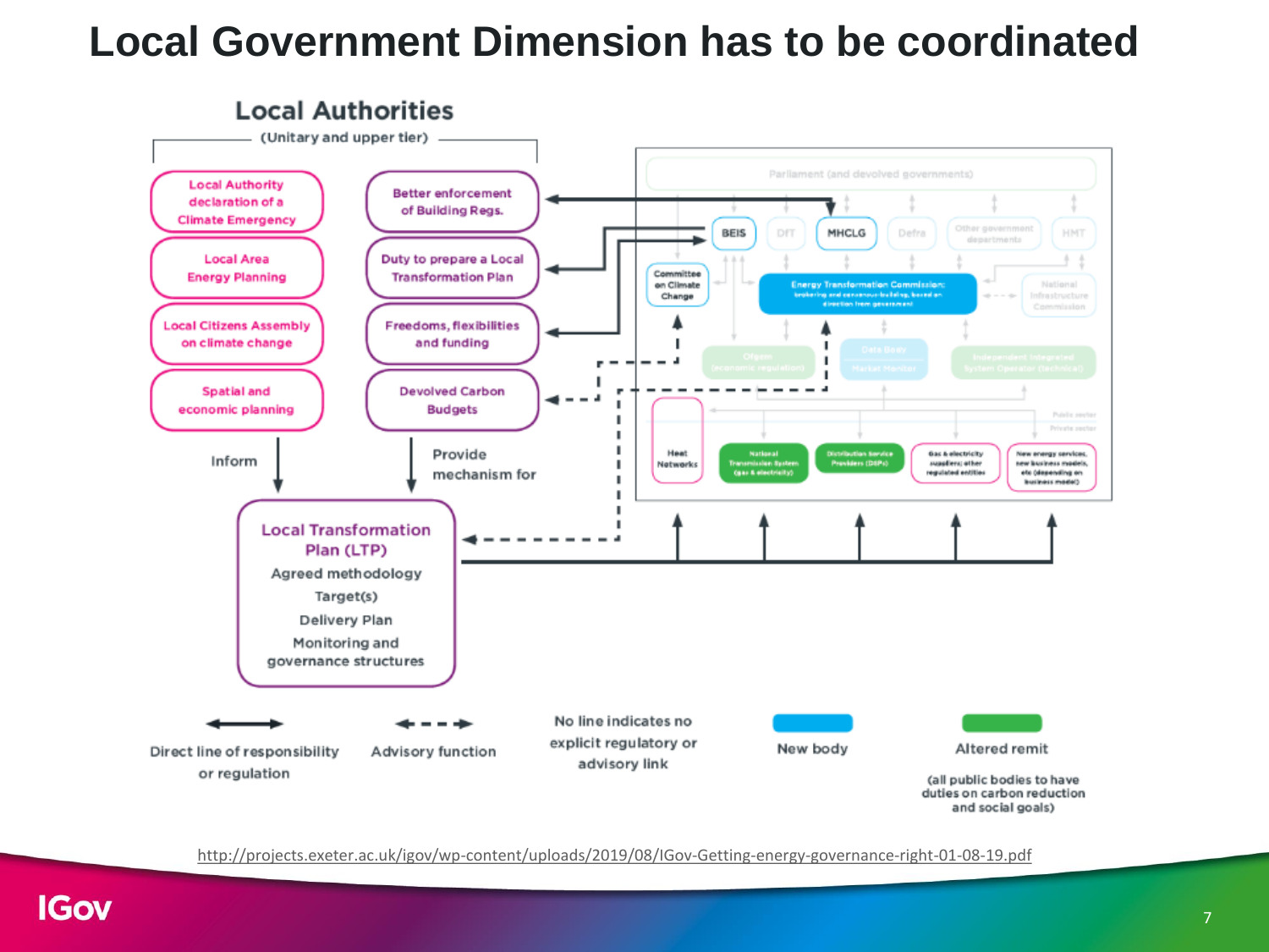# Local Government Dimension has to be coordinated

## Local Authorities

(Unitary and upper tier)

- Local Authority declaration of a Climate Emergency
- Local Area Energy Planning
- Local Citizens Assembly on climate change
- Spatial and economic planning

Inform

- Better enforcement of Building Regs.
- Duty to prepare a Local Transformation Plan
- Freedoms, flexibilities and funding
- Devolved Carbon Budgets

Provide mechanism for

**Local Transformation Plan (LTP)**

- Agreed methodology
- Target(s)
- Delivery Plan
- Monitoring and governance structures

Parliament (and devolved governments)

BEIS | DfT | MHCLG | Defra | Other government departments | HMT

Committee on Climate Change

Energy Transformation Commission: brokering and consensus-building, based on direction from government

National Infrastructure Commission

Ofgem (economic regulation) | Data Body Market Monitor | Independent Integrated System Operator (technical)

Public sector / Private sector

Heat Networks | National Transmission System (gas & electricity) | Distribution Service Providers (DSPs) | Gas & electricity suppliers; other regulated entities | New energy services, new business models, etc (depending on business model)

Direct line of responsibility or regulation

Advisory function

No line indicates no explicit regulatory or advisory link

New body

Altered remit

(all public bodies to have duties on carbon reduction and social goals)

http://projects.exeter.ac.uk/igov/wp-content/uploads/2019/08/IGov-Getting-energy-governance-right-01-08-19.pdf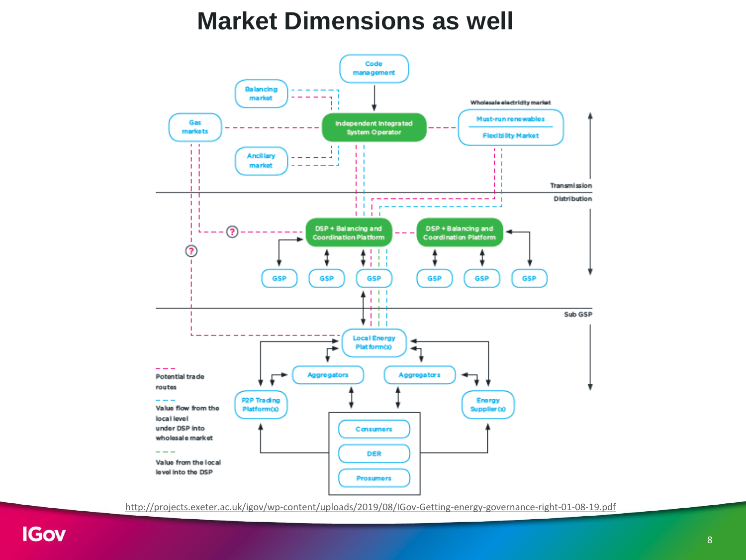# Market Dimensions as well

Code management

Balancing market

Gas markets

Independent Integrated System Operator

Wholesale electricity market

Must-run renewables

Flexibility Market

Ancillary market

Transmission

Distribution

DSP + Balancing and Coordination Platform

DSP + Balancing and Coordination Platform

GSP

GSP

GSP

GSP

GSP

GSP

Sub GSP

Local Energy Platform(s)

Aggregators

Aggregators

P2P Trading Platform(s)

Energy Supplier (s)

Consumers

DER

Prosumers

Potential trade routes

Value flow from the local level under DSP into wholesale market

Value from the local level into the DSP

http://projects.exeter.ac.uk/igov/wp-content/uploads/2019/08/IGov-Getting-energy-governance-right-01-08-19.pdf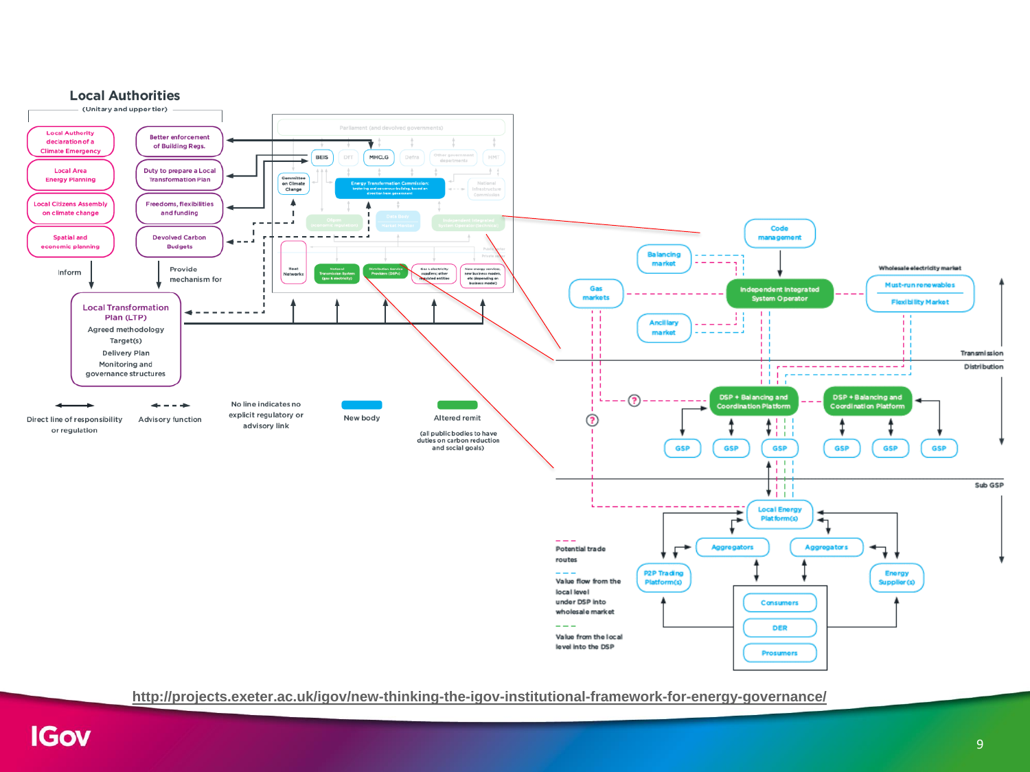## Local Authorities

(Unitary and upper tier)

- Local Authority declaration of a Climate Emergency
- Local Area Energy Planning
- Local Citizens Assembly on climate change
- Spatial and economic planning

Inform

- Better enforcement of Building Regs.
- Duty to prepare a Local Transformation Plan
- Freedoms, flexibilities and funding
- Devolved Carbon Budgets

Provide mechanism for

**Local Transformation Plan (LTP)**

- Agreed methodology
- Target(s)
- Delivery Plan
- Monitoring and governance structures

Parliament (and devolved governments)

BEIS · DfT · MHCLG · Defra · Other government departments · HMT

Committee on Climate Change

Energy Transformation Commission: brokering and consensus building, based on direction from government

National Infrastructure Commission

Ofgem (economic regulation) · Data Body Market Monitor · Independent Integrated System Operator (technical)

Heat Networks · National Transmission System (gas & electricity) · Distribution Service Providers (DSPs) · Gas & electricity suppliers; other regulated entities · New energy services; new business models, etc (depending on business model)

Direct line of responsibility or regulation

Advisory function

No line indicates no explicit regulatory or advisory link

New body

Altered remit

(all public bodies to have duties on carbon reduction and social goals)

Code management

Balancing market

Ancillary market

Gas markets

Independent Integrated System Operator

Wholesale electricity market

- Must-run renewables
- Flexibility Market

Transmission

Distribution

DSP + Balancing and Coordination Platform

DSP + Balancing and Coordination Platform

GSP · GSP · GSP · GSP · GSP · GSP

Sub GSP

Local Energy Platform(s)

Aggregators · Aggregators

P2P Trading Platform(s)

Energy Supplier(s)

Consumers · DER · Prosumers

Potential trade routes

Value flow from the local level under DSP into wholesale market

Value from the local level into the DSP

http://projects.exeter.ac.uk/igov/new-thinking-the-igov-institutional-framework-for-energy-governance/

IGov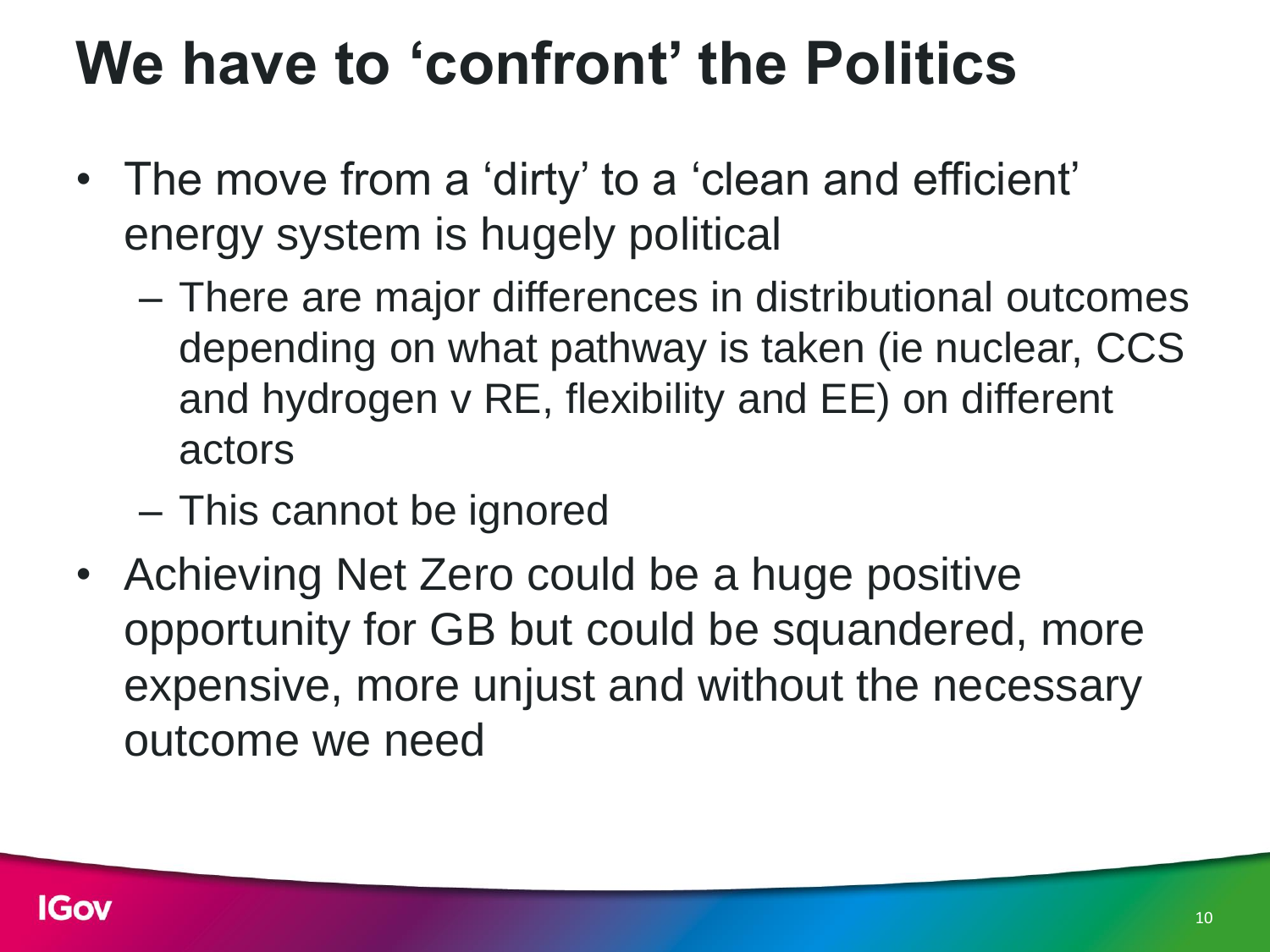# We have to ‘confront’ the Politics

- The move from a ‘dirty’ to a ‘clean and efficient’ energy system is hugely political
  - There are major differences in distributional outcomes depending on what pathway is taken (ie nuclear, CCS and hydrogen v RE, flexibility and EE) on different actors
  - This cannot be ignored
- Achieving Net Zero could be a huge positive opportunity for GB but could be squandered, more expensive, more unjust and without the necessary outcome we need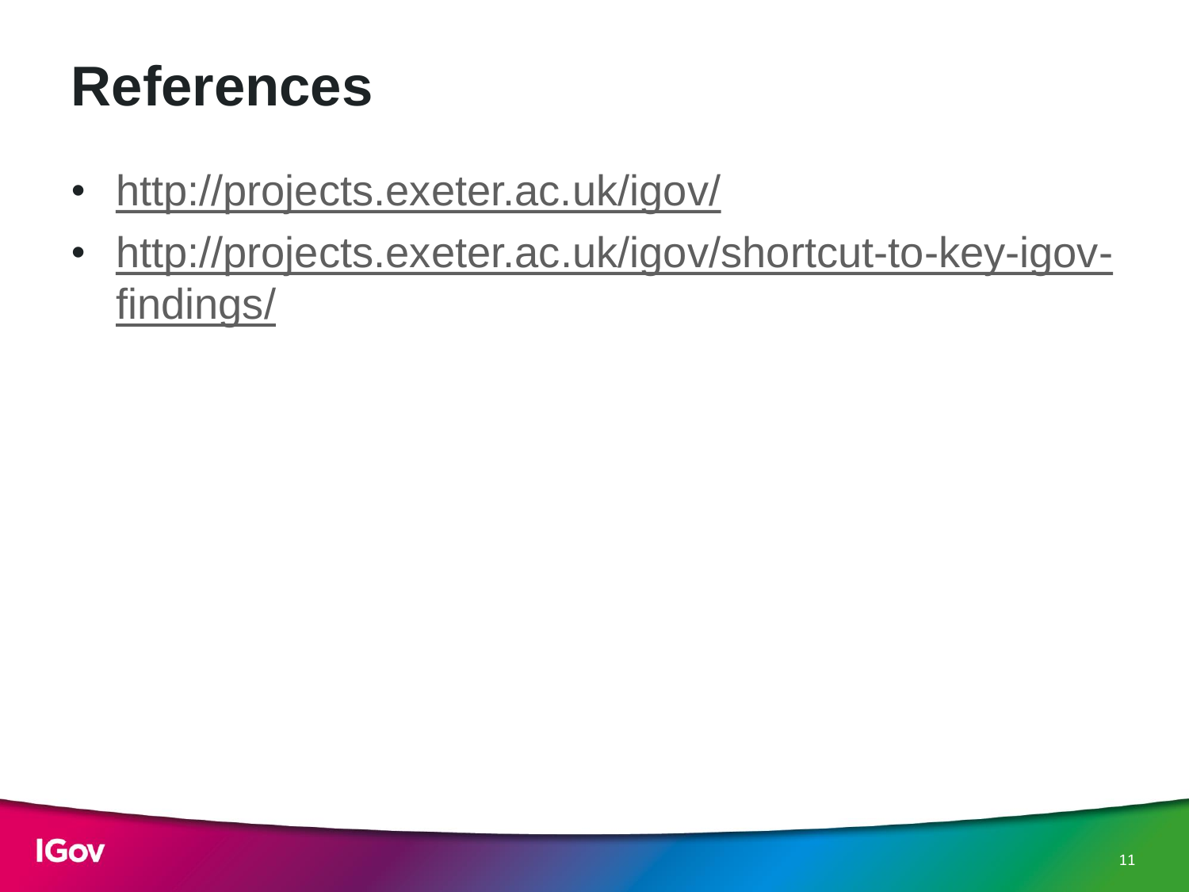# References

- http://projects.exeter.ac.uk/igov/
- http://projects.exeter.ac.uk/igov/shortcut-to-key-igov-findings/